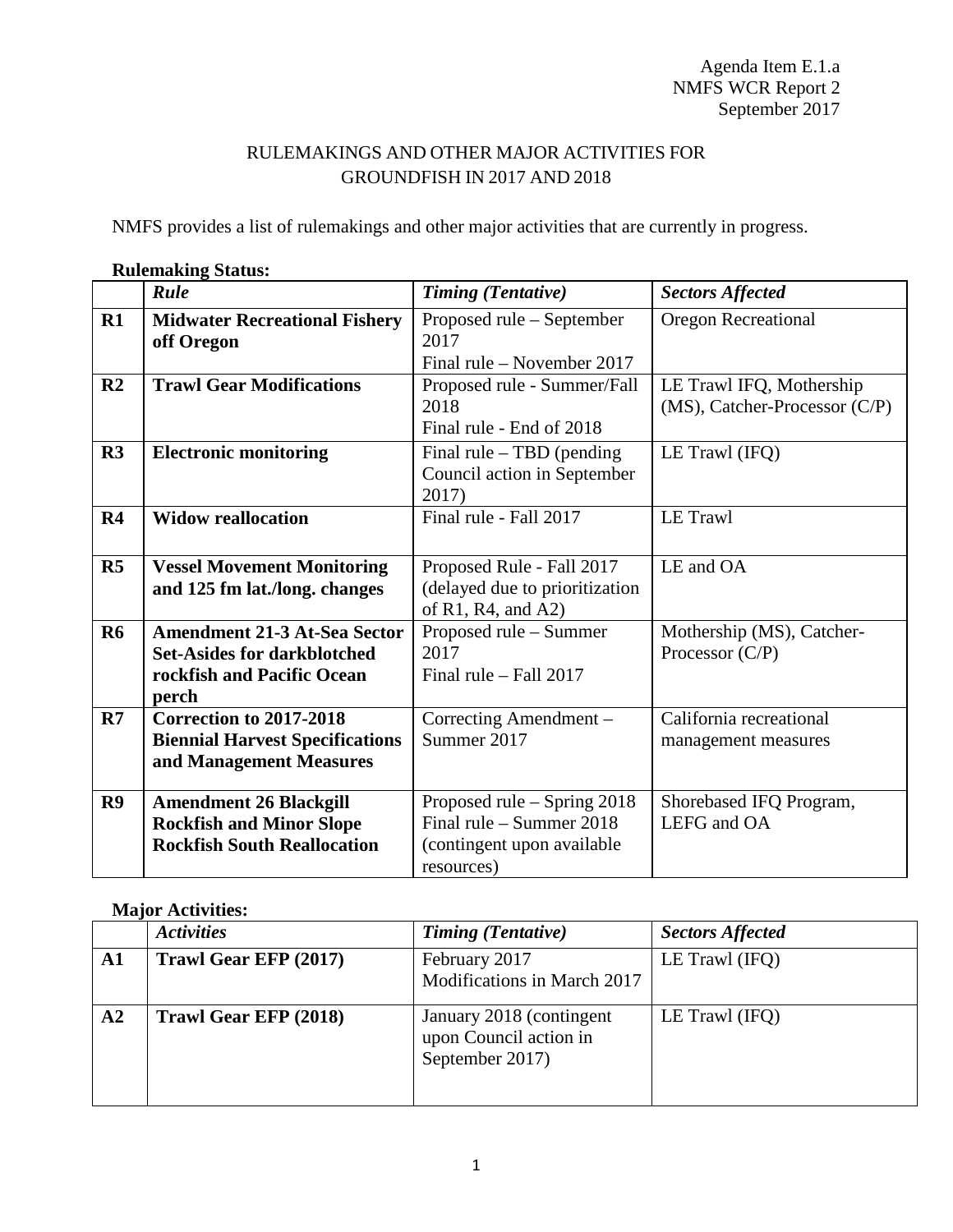Agenda Item E.1.a
NMFS WCR Report 2
September 2017

# RULEMAKINGS AND OTHER MAJOR ACTIVITIES FOR GROUNDFISH IN 2017 AND 2018

NMFS provides a list of rulemakings and other major activities that are currently in progress.

**Rulemaking Status:**

| | *Rule* | *Timing (Tentative)* | *Sectors Affected* |
|---|---|---|---|
| **R1** | **Midwater Recreational Fishery off Oregon** | Proposed rule – September 2017<br>Final rule – November 2017 | Oregon Recreational |
| **R2** | **Trawl Gear Modifications** | Proposed rule - Summer/Fall 2018<br>Final rule - End of 2018 | LE Trawl IFQ, Mothership (MS), Catcher-Processor (C/P) |
| **R3** | **Electronic monitoring** | Final rule – TBD (pending Council action in September 2017) | LE Trawl (IFQ) |
| **R4** | **Widow reallocation** | Final rule - Fall 2017 | LE Trawl |
| **R5** | **Vessel Movement Monitoring and 125 fm lat./long. changes** | Proposed Rule - Fall 2017 (delayed due to prioritization of R1, R4, and A2) | LE and OA |
| **R6** | **Amendment 21-3 At-Sea Sector Set-Asides for darkblotched rockfish and Pacific Ocean perch** | Proposed rule – Summer 2017<br>Final rule – Fall 2017 | Mothership (MS), Catcher-Processor (C/P) |
| **R7** | **Correction to 2017-2018 Biennial Harvest Specifications and Management Measures** | Correcting Amendment – Summer 2017 | California recreational management measures |
| **R9** | **Amendment 26 Blackgill Rockfish and Minor Slope Rockfish South Reallocation** | Proposed rule – Spring 2018<br>Final rule – Summer 2018 (contingent upon available resources) | Shorebased IFQ Program, LEFG and OA |

**Major Activities:**

| | *Activities* | *Timing (Tentative)* | *Sectors Affected* |
|---|---|---|---|
| **A1** | **Trawl Gear EFP (2017)** | February 2017<br>Modifications in March 2017 | LE Trawl (IFQ) |
| **A2** | **Trawl Gear EFP (2018)** | January 2018 (contingent upon Council action in September 2017) | LE Trawl (IFQ) |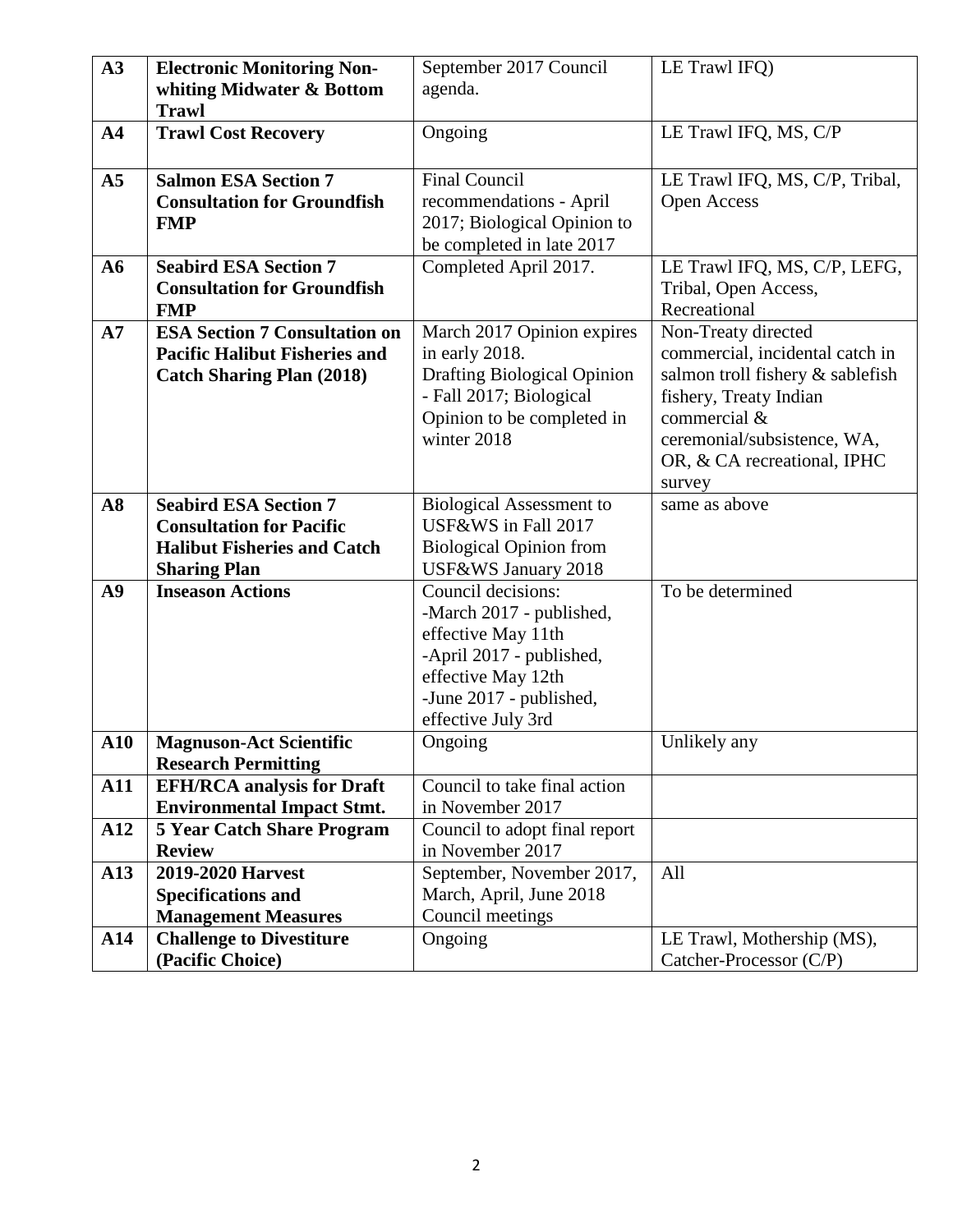| | | | |
|---|---|---|---|
| **A3** | **Electronic Monitoring Non-whiting Midwater & Bottom Trawl** | September 2017 Council agenda. | LE Trawl IFQ) |
| **A4** | **Trawl Cost Recovery** | Ongoing | LE Trawl IFQ, MS, C/P |
| **A5** | **Salmon ESA Section 7 Consultation for Groundfish FMP** | Final Council recommendations - April 2017; Biological Opinion to be completed in late 2017 | LE Trawl IFQ, MS, C/P, Tribal, Open Access |
| **A6** | **Seabird ESA Section 7 Consultation for Groundfish FMP** | Completed April 2017. | LE Trawl IFQ, MS, C/P, LEFG, Tribal, Open Access, Recreational |
| **A7** | **ESA Section 7 Consultation on Pacific Halibut Fisheries and Catch Sharing Plan (2018)** | March 2017 Opinion expires in early 2018. Drafting Biological Opinion - Fall 2017; Biological Opinion to be completed in winter 2018 | Non-Treaty directed commercial, incidental catch in salmon troll fishery & sablefish fishery, Treaty Indian commercial & ceremonial/subsistence, WA, OR, & CA recreational, IPHC survey |
| **A8** | **Seabird ESA Section 7 Consultation for Pacific Halibut Fisheries and Catch Sharing Plan** | Biological Assessment to USF&WS in Fall 2017 Biological Opinion from USF&WS January 2018 | same as above |
| **A9** | **Inseason Actions** | Council decisions: -March 2017 - published, effective May 11th -April 2017 - published, effective May 12th -June 2017 - published, effective July 3rd | To be determined |
| **A10** | **Magnuson-Act Scientific Research Permitting** | Ongoing | Unlikely any |
| **A11** | **EFH/RCA analysis for Draft Environmental Impact Stmt.** | Council to take final action in November 2017 | |
| **A12** | **5 Year Catch Share Program Review** | Council to adopt final report in November 2017 | |
| **A13** | **2019-2020 Harvest Specifications and Management Measures** | September, November 2017, March, April, June 2018 Council meetings | All |
| **A14** | **Challenge to Divestiture (Pacific Choice)** | Ongoing | LE Trawl, Mothership (MS), Catcher-Processor (C/P) |